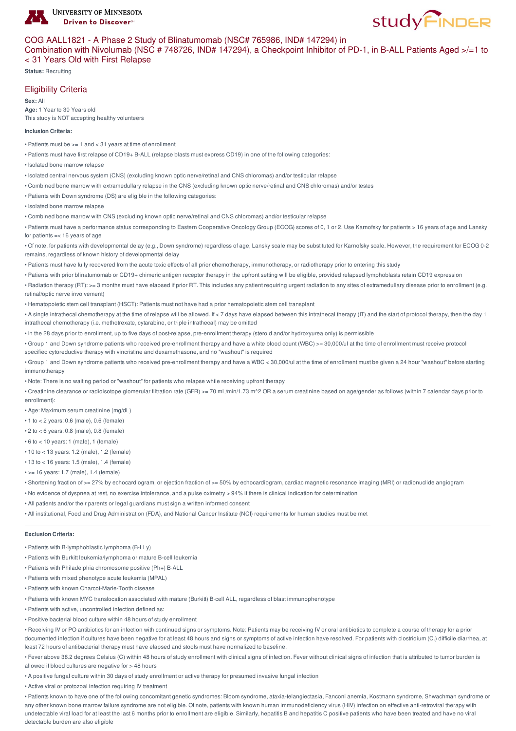# COG AALL1821 - A Phase 2 Study of Blinatumomab (NSC# 765986, IND# 147294) in Combination with Nivolumab (NSC # 748726, IND# 147294), a Checkpoint Inhibitor of PD-1, in B-ALL Patients Aged >/=1 to < 31 Years Old with First Relapse

**Status:** Recruiting

## Eligibility Criteria

**Sex:** All

**Age:** 1 Year to 30 Years old

This study is NOT accepting healthy volunteers

**Inclusion Criteria:**

- Patients must be >= 1 and < 31 years at time of enrollment
- Patients must have first relapse of CD19+ B-ALL (relapse blasts must express CD19) in one of the following categories:
- Isolated bone marrow relapse
- Isolated central nervous system (CNS) (excluding known optic nerve/retinal and CNS chloromas) and/or testicular relapse
- Combined bone marrow with extramedullary relapse in the CNS (excluding known optic nerve/retinal and CNS chloromas) and/or testes
- Patients with Down syndrome (DS) are eligible in the following categories:
- Isolated bone marrow relapse
- Combined bone marrow with CNS (excluding known optic nerve/retinal and CNS chloromas) and/or testicular relapse
- Patients must have a performance status corresponding to Eastern Cooperative Oncology Group (ECOG) scores of 0, 1 or 2. Use Karnofsky for patients > 16 years of age and Lansky for patients =< 16 years of age
- Of note, for patients with developmental delay (e.g., Down syndrome) regardless of age, Lansky scale may be substituted for Karnofsky scale. However, the requirement for ECOG 0-2 remains, regardless of known history of developmental delay
- Patients must have fully recovered from the acute toxic effects of all prior chemotherapy, immunotherapy, or radiotherapy prior to entering this study
- Patients with prior blinatumomab or CD19+ chimeric antigen receptor therapy in the upfront setting will be eligible, provided relapsed lymphoblasts retain CD19 expression
- Radiation therapy (RT): >= 3 months must have elapsed if prior RT. This includes any patient requiring urgent radiation to any sites of extramedullary disease prior to enrollment (e.g. retinal/optic nerve involvement)
- Hematopoietic stem cell transplant (HSCT): Patients must not have had a prior hematopoietic stem cell transplant
- A single intrathecal chemotherapy at the time of relapse will be allowed. If < 7 days have elapsed between this intrathecal therapy (IT) and the start of protocol therapy, then the day 1 intrathecal chemotherapy (i.e. methotrexate, cytarabine, or triple intrathecal) may be omitted
- In the 28 days prior to enrollment, up to five days of post-relapse, pre-enrollment therapy (steroid and/or hydroxyurea only) is permissible
- Group 1 and Down syndrome patients who received pre-enrollment therapy and have a white blood count (WBC) >= 30,000/ul at the time of enrollment must receive protocol specified cytoreductive therapy with vincristine and dexamethasone, and no "washout" is required
- Group 1 and Down syndrome patients who received pre-enrollment therapy and have a WBC < 30,000/ul at the time of enrollment must be given a 24 hour "washout" before starting immunotherapy
- Note: There is no waiting period or "washout" for patients who relapse while receiving upfront therapy
- Creatinine clearance or radioisotope glomerular filtration rate (GFR) >= 70 mL/min/1.73 m^2 OR a serum creatinine based on age/gender as follows (within 7 calendar days prior to enrollment):
- Age: Maximum serum creatinine (mg/dL)
- 1 to < 2 years: 0.6 (male), 0.6 (female)
- 2 to < 6 years: 0.8 (male), 0.8 (female)
- 6 to < 10 years: 1 (male), 1 (female)
- 10 to < 13 years: 1.2 (male), 1.2 (female)
- 13 to < 16 years: 1.5 (male), 1.4 (female)
- >= 16 years: 1.7 (male), 1.4 (female)
- Shortening fraction of >= 27% by echocardiogram, or ejection fraction of >= 50% by echocardiogram, cardiac magnetic resonance imaging (MRI) or radionuclide angiogram
- No evidence of dyspnea at rest, no exercise intolerance, and a pulse oximetry > 94% if there is clinical indication for determination
- All patients and/or their parents or legal guardians must sign a written informed consent
- All institutional, Food and Drug Administration (FDA), and National Cancer Institute (NCI) requirements for human studies must be met

**Exclusion Criteria:**

- Patients with B-lymphoblastic lymphoma (B-LLy)
- Patients with Burkitt leukemia/lymphoma or mature B-cell leukemia
- Patients with Philadelphia chromosome positive (Ph+) B-ALL
- Patients with mixed phenotype acute leukemia (MPAL)
- Patients with known Charcot-Marie-Tooth disease
- Patients with known MYC translocation associated with mature (Burkitt) B-cell ALL, regardless of blast immunophenotype
- Patients with active, uncontrolled infection defined as:
- Positive bacterial blood culture within 48 hours of study enrollment
- Receiving IV or PO antibiotics for an infection with continued signs or symptoms. Note: Patients may be receiving IV or oral antibiotics to complete a course of therapy for a prior documented infection if cultures have been negative for at least 48 hours and signs or symptoms of active infection have resolved. For patients with clostridium (C.) difficile diarrhea, at least 72 hours of antibacterial therapy must have elapsed and stools must have normalized to baseline.
- Fever above 38.2 degrees Celsius (C) within 48 hours of study enrollment with clinical signs of infection. Fever without clinical signs of infection that is attributed to tumor burden is allowed if blood cultures are negative for > 48 hours
- A positive fungal culture within 30 days of study enrollment or active therapy for presumed invasive fungal infection
- Active viral or protozoal infection requiring IV treatment
- Patients known to have one of the following concomitant genetic syndromes: Bloom syndrome, ataxia-telangiectasia, Fanconi anemia, Kostmann syndrome, Shwachman syndrome or any other known bone marrow failure syndrome are not eligible. Of note, patients with known human immunodeficiency virus (HIV) infection on effective anti-retroviral therapy with undetectable viral load for at least the last 6 months prior to enrollment are eligible. Similarly, hepatitis B and hepatitis C positive patients who have been treated and have no viral detectable burden are also eligible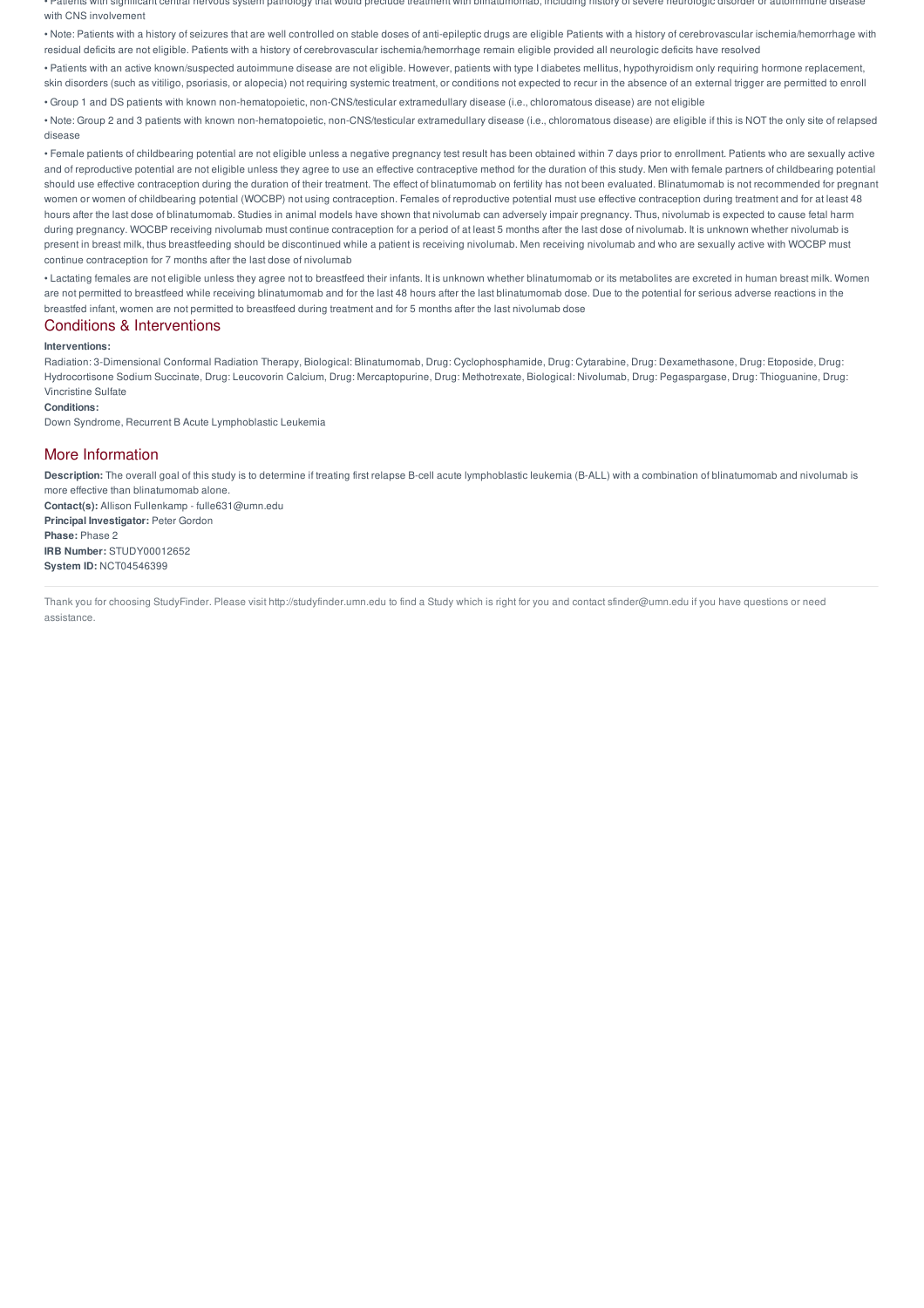• Patients with significant central nervous system pathology that would preclude treatment with blinatumomab, including history of severe neurologic disorder or autoimmune disease with CNS involvement

• Note: Patients with a history of seizures that are well controlled on stable doses of anti-epileptic drugs are eligible Patients with a history of cerebrovascular ischemia/hemorrhage with residual deficits are not eligible. Patients with a history of cerebrovascular ischemia/hemorrhage remain eligible provided all neurologic deficits have resolved

• Patients with an active known/suspected autoimmune disease are not eligible. However, patients with type I diabetes mellitus, hypothyroidism only requiring hormone replacement, skin disorders (such as vitiligo, psoriasis, or alopecia) not requiring systemic treatment, or conditions not expected to recur in the absence of an external trigger are permitted to enroll

• Group 1 and DS patients with known non-hematopoietic, non-CNS/testicular extramedullary disease (i.e., chloromatous disease) are not eligible

• Note: Group 2 and 3 patients with known non-hematopoietic, non-CNS/testicular extramedullary disease (i.e., chloromatous disease) are eligible if this is NOT the only site of relapsed disease

• Female patients of childbearing potential are not eligible unless a negative pregnancy test result has been obtained within 7 days prior to enrollment. Patients who are sexually active and of reproductive potential are not eligible unless they agree to use an effective contraceptive method for the duration of this study. Men with female partners of childbearing potential should use effective contraception during the duration of their treatment. The effect of blinatumomab on fertility has not been evaluated. Blinatumomab is not recommended for pregnant women or women of childbearing potential (WOCBP) not using contraception. Females of reproductive potential must use effective contraception during treatment and for at least 48 hours after the last dose of blinatumomab. Studies in animal models have shown that nivolumab can adversely impair pregnancy. Thus, nivolumab is expected to cause fetal harm during pregnancy. WOCBP receiving nivolumab must continue contraception for a period of at least 5 months after the last dose of nivolumab. It is unknown whether nivolumab is present in breast milk, thus breastfeeding should be discontinued while a patient is receiving nivolumab. Men receiving nivolumab and who are sexually active with WOCBP must continue contraception for 7 months after the last dose of nivolumab

• Lactating females are not eligible unless they agree not to breastfeed their infants. It is unknown whether blinatumomab or its metabolites are excreted in human breast milk. Women are not permitted to breastfeed while receiving blinatumomab and for the last 48 hours after the last blinatumomab dose. Due to the potential for serious adverse reactions in the breastfed infant, women are not permitted to breastfeed during treatment and for 5 months after the last nivolumab dose

## Conditions & Interventions

**Interventions:**

Radiation: 3-Dimensional Conformal Radiation Therapy, Biological: Blinatumomab, Drug: Cyclophosphamide, Drug: Cytarabine, Drug: Dexamethasone, Drug: Etoposide, Drug: Hydrocortisone Sodium Succinate, Drug: Leucovorin Calcium, Drug: Mercaptopurine, Drug: Methotrexate, Biological: Nivolumab, Drug: Pegaspargase, Drug: Thioguanine, Drug: Vincristine Sulfate

**Conditions:**

Down Syndrome, Recurrent B Acute Lymphoblastic Leukemia

## More Information

**Description:** The overall goal of this study is to determine if treating first relapse B-cell acute lymphoblastic leukemia (B-ALL) with a combination of blinatumomab and nivolumab is more effective than blinatumomab alone.

**Contact(s):** Allison Fullenkamp - fulle631@umn.edu

**Principal Investigator:** Peter Gordon

**Phase:** Phase 2

**IRB Number:** STUDY00012652

**System ID:** NCT04546399

Thank you for choosing StudyFinder. Please visit http://studyfinder.umn.edu to find a Study which is right for you and contact sfinder@umn.edu if you have questions or need assistance.